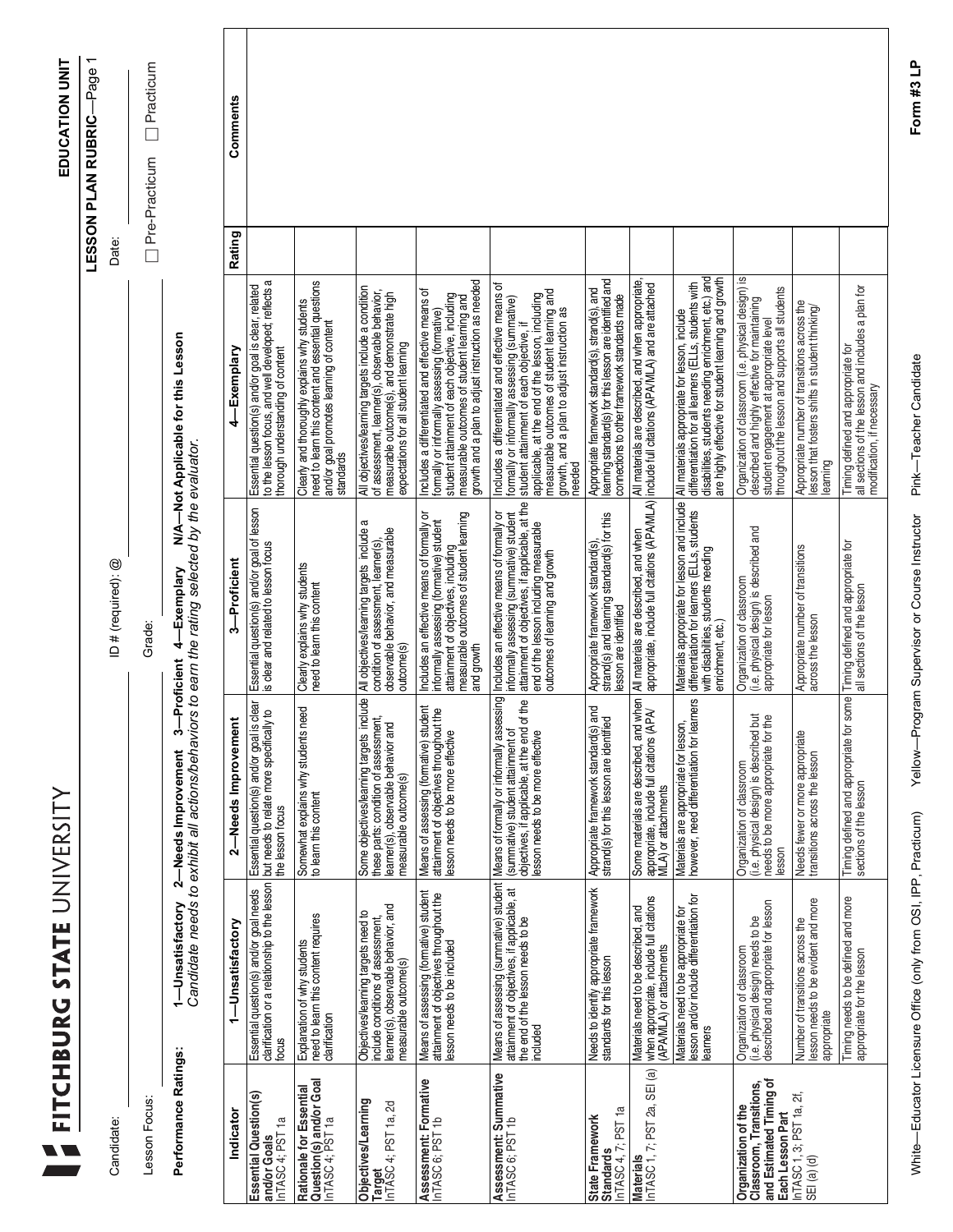# FITCHBURG STATE UNIVERSITY

**EDUCATION UNIT**

**LESSON PLAN RUBRIC**—Page 1

Candidate: ________________ ID # (required): @ ________________ Date: ________________

Lesson Focus: ________________ Grade: ________________ ☐ Pre-Practicum ☐ Practicum

**Performance Ratings:** **1—Unsatisfactory 2—Needs Improvement 3—Proficient 4—Exemplary N/A—Not Applicable for this Lesson**
*Candidate needs to exhibit all actions/behaviors to earn the rating selected by the evaluator.*

| Indicator | 1—Unsatisfactory | 2—Needs Improvement | 3—Proficient | 4—Exemplary | Rating | Comments |
|---|---|---|---|---|---|---|
| **Essential Question(s) and/or Goals** InTASC 4; PST 1a | Essential question(s) and/or goal needs clarification or a relationship to the lesson focus | Essential question(s) and/or goal is clear but needs to relate more specifically to the lesson focus | Essential question(s) and/or goal of lesson is clear and related to lesson focus | Essential question(s) and/or goal is clear, related to the lesson focus, and well developed; reflects a thorough understanding of content | | |
| **Rationale for Essential Question(s) and/or Goal** InTASC 4; PST 1a | Explanation of why students need to learn this content requires clarification | Somewhat explains why students need to learn this content | Clearly explains why students need to learn this content | Clearly and thoroughly explains why students need to learn this content and essential questions and/or goal promotes learning of content standards | | |
| **Objectives/Learning Target** InTASC 4; PST 1a, 2d | Objectives/learning targets need to include conditions of assessment, learner(s), observable behavior, and measurable outcome(s) | Some objectives/learning targets include these parts: condition of assessment, learner(s), observable behavior and measurable outcome(s) | All objectives/learning targets include a condition of assessment, learner(s), observable behavior, and measurable outcome(s) | All objectives/learning targets include a condition of assessment, learner(s), observable behavior, measurable outcome(s), and demonstrate high expectations for all student learning | | |
| **Assessment: Formative** InTASC 6; PST 1b | Means of assessing (formative) student attainment of objectives throughout the lesson needs to be included | Means of assessing (formative) student attainment of objectives throughout the lesson needs to be more effective | Includes an effective means of formally or informally assessing (formative) student attainment of objectives, including measurable outcomes of student learning and growth | Includes a differentiated and effective means of formally or informally assessing (formative) student attainment of each objective, including measurable outcomes of student learning and growth and a plan to adjust instruction as needed | | |
| **Assessment: Summative** InTASC 6; PST 1b | Means of assessing (summative) student attainment of objectives, if applicable, at the end of the lesson needs to be included | Means of formally or informally assessing (summative) student attainment of objectives, if applicable, at the end of the lesson needs to be more effective | Includes an effective means of formally or informally assessing (summative) student attainment of objectives, if applicable, at the end of the lesson including measurable outcomes of learning and growth | Includes a differentiated and effective means of formally or informally assessing (summative) student attainment of each objective, if applicable, at the end of the lesson, including measurable outcomes of student learning and growth, and a plan to adjust instruction as needed | | |
| **State Framework Standards** InTASC 4, 7; PST 1a | Needs to identify appropriate framework standards for this lesson | Appropriate framework standard(s) and strand(s) for this lesson are identified | Appropriate framework standard(s), strand(s) and learning standard(s) for this lesson are identified | Appropriate framework standard(s), strand(s), and learning standard(s) for this lesson are identified and connections to other framework standards made | | |
| **Materials** InTASC 1, 7; PST 2a, SEI (a) | Materials need to be described, and when appropriate, include full citations (APA/MLA) or attachments | Some materials are described, and when appropriate, include full citations (APA/MLA) or attachments | All materials are described, and when appropriate, include full citations (APA/MLA) | All materials are described, and when appropriate, include full citations (APA/MLA) and are attached | | |
| | Materials need to be appropriate for lesson and/or include differentiation for learners | Materials are appropriate for lesson, however, need differentiation for learners | Materials appropriate for lesson and include differentiation for learners (ELLs, students with disabilities, students needing enrichment, etc.) | All materials appropriate for lesson, include differentiation for all learners (ELLs, students with disabilities, students needing enrichment, etc.) and are highly effective for student learning and growth | | |
| **Organization of the Classroom, Transitions, and Estimated Timing of Each Lesson Part** InTASC 1, 3; PST 1a, 2f, SEI (a) (d) | Organization of classroom (i.e. physical design) needs to be described and appropriate for lesson | Organization of classroom (i.e. physical design) is described but needs to be more appropriate for the lesson | Organization of classroom (i.e. physical design) is described and appropriate for lesson | Organization of classroom (i.e. physical design) is described and highly effective for maintaining student engagement at appropriate level throughout the lesson and supports all students | | |
| | Number of transitions across the lesson needs to be evident and more appropriate | Needs fewer or more appropriate transitions across the lesson | Appropriate number of transitions across the lesson | Appropriate number of transitions across the lesson that fosters shifts in student thinking/learning | | |
| | Timing needs to be defined and more appropriate for the lesson | Timing defined and appropriate for some sections of the lesson | Timing defined and appropriate for all sections of the lesson | Timing defined and appropriate for all sections of the lesson and includes a plan for modification, if necessary | | |

White—Educator Licensure Office (only from OSI, IPP, Practicum) Yellow—Program Supervisor or Course Instructor Pink—Teacher Candidate

**Form #3 LP**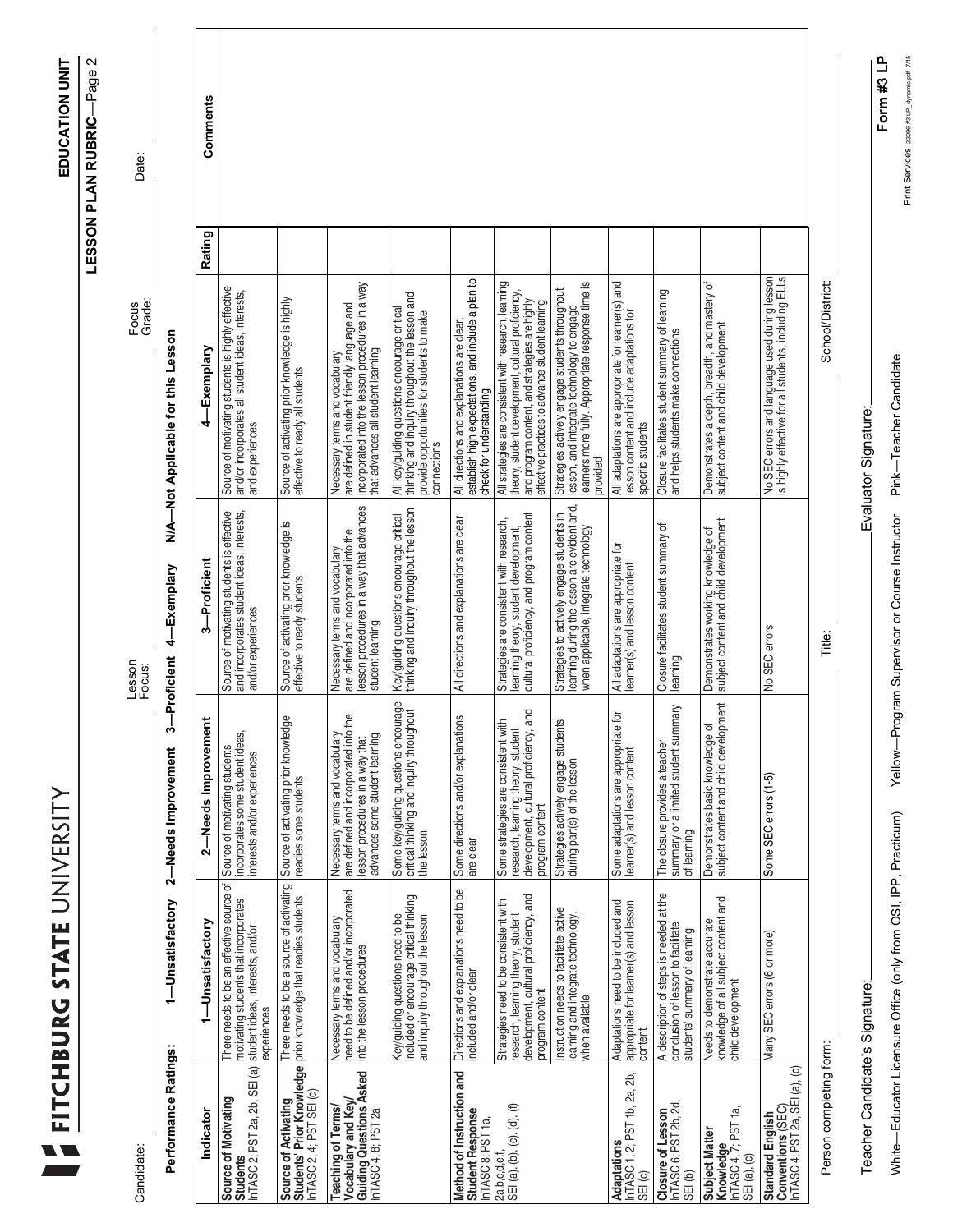# FITCHBURG STATE UNIVERSITY

**EDUCATION UNIT**

**LESSON PLAN RUBRIC**—Page 2

Candidate: ______ Lesson Focus: ______ Focus Grade: ______ Date: ______

**Performance Ratings:** 1—Unsatisfactory 2—Needs Improvement 3—Proficient 4—Exemplary N/A—Not Applicable for this Lesson

| Indicator | 1—Unsatisfactory | 2—Needs Improvement | 3—Proficient | 4—Exemplary | Rating | Comments |
|---|---|---|---|---|---|---|
| **Source of Motivating Students** InTASC 2; PST 2a, 2b, SEI (a) | There needs to be an effective source of motivating students that incorporates student ideas, interests, and/or experiences | Source of motivating students incorporates some student ideas, interests and/or experiences | Source of motivating students is effective and incorporates student ideas, interests, and/or experiences | Source of motivating students is highly effective and/or incorporates all student ideas, interests, and experiences | | |
| **Source of Activating Students' Prior Knowledge** InTASC 2, 4; PST SEI (c) | There needs to be a source of activating prior knowledge that readies students | Source of activating prior knowledge readies some students | Source of activating prior knowledge is effective to ready students | Source of activating prior knowledge is highly effective to ready all students | | |
| **Teaching of Terms/ Vocabulary and Key/ Guiding Questions Asked** InTASC 4, 8; PST 2a | Necessary terms and vocabulary need to be defined and/or incorporated into the lesson procedures | Necessary terms and vocabulary are defined and incorporated into the lesson procedures in a way that advances some student learning | Necessary terms and vocabulary are defined and incorporated into the lesson procedures in a way that advances student learning | Necessary terms and vocabulary are defined in student friendly language and incorporated into the lesson procedures in a way that advances all student learning | | |
| | Key/guiding questions need to be included or encourage critical thinking and inquiry throughout the lesson | Some key/guiding questions encourage critical thinking and inquiry throughout the lesson | Key/guiding questions encourage critical thinking and inquiry throughout the lesson | All key/guiding questions encourage critical thinking and inquiry throughout the lesson and provide opportunities for students to make connections | | |
| **Method of Instruction and Student Response** InTASC 8; PST 1a, 2a,b,c,d,e,f, SEI (a), (b), (c), (d), (f) | Directions and explanations need to be included and/or clear | Some directions and/or explanations are clear | All directions and explanations are clear | All directions and explanations are clear, establish high expectations, and include a plan to check for understanding | | |
| | Strategies need to be consistent with research, learning theory, student development, cultural proficiency, and program content | Some strategies are consistent with research, learning theory, student development, cultural proficiency, and program content | Strategies are consistent with research, learning theory, student development, cultural proficiency, and program content | All strategies are consistent with research, learning theory, student development, cultural proficiency, and program content, and strategies are highly effective practices to advance student learning | | |
| | Instruction needs to facilitate active learning and integrate technology, when available | Strategies actively engage students during part(s) of the lesson | Strategies to actively engage students in learning during the lesson are evident and, when applicable, integrate technology | Strategies actively engage students throughout lesson, and integrate technology to engage learners more fully. Appropriate response time is provided | | |
| **Adaptations** InTASC 1, 2; PST 1b, 2a, 2b, SEI (c) | Adaptations need to be included and appropriate for learner(s) and lesson content | Some adaptations are appropriate for learner(s) and lesson content | All adaptations are appropriate for learner(s) and lesson content | All adaptations are appropriate for learner(s) and lesson content and include adaptations for specific students | | |
| **Closure of Lesson** InTASC 6; PST 2b, 2d, SEI (b) | A description of steps is needed at the conclusion of lesson to facilitate students' summary of learning | The closure provides a teacher summary or a limited student summary of learning | Closure facilitates student summary of learning | Closure facilitates student summary of learning and helps students make connections | | |
| **Subject Matter Knowledge** InTASC 4, 7; PST 1a, SEI (a), (c) | Needs to demonstrate accurate knowledge of all subject content and child development | Demonstrates basic knowledge of subject content and child development | Demonstrates working knowledge of subject content and child development | Demonstrates a depth, breadth, and mastery of subject content and child development | | |
| **Standard English Conventions** (SEC) InTASC 4; PST 2a, SEI (a), (c) | Many SEC errors (6 or more) | Some SEC errors (1-5) | No SEC errors | No SEC errors and language used during lesson is highly effective for all students, including ELLs | | |

Person completing form: ______ Title: ______ School/District: ______

Teacher Candidate's Signature: ______ Evaluator Signature: ______

White—Educator Licensure Office (only from OSI, IPP, Practicum) Yellow—Program Supervisor or Course Instructor Pink—Teacher Candidate

**Form #3 LP**

Print Services 23096 #3 LP_dynamic.pdf 7/15